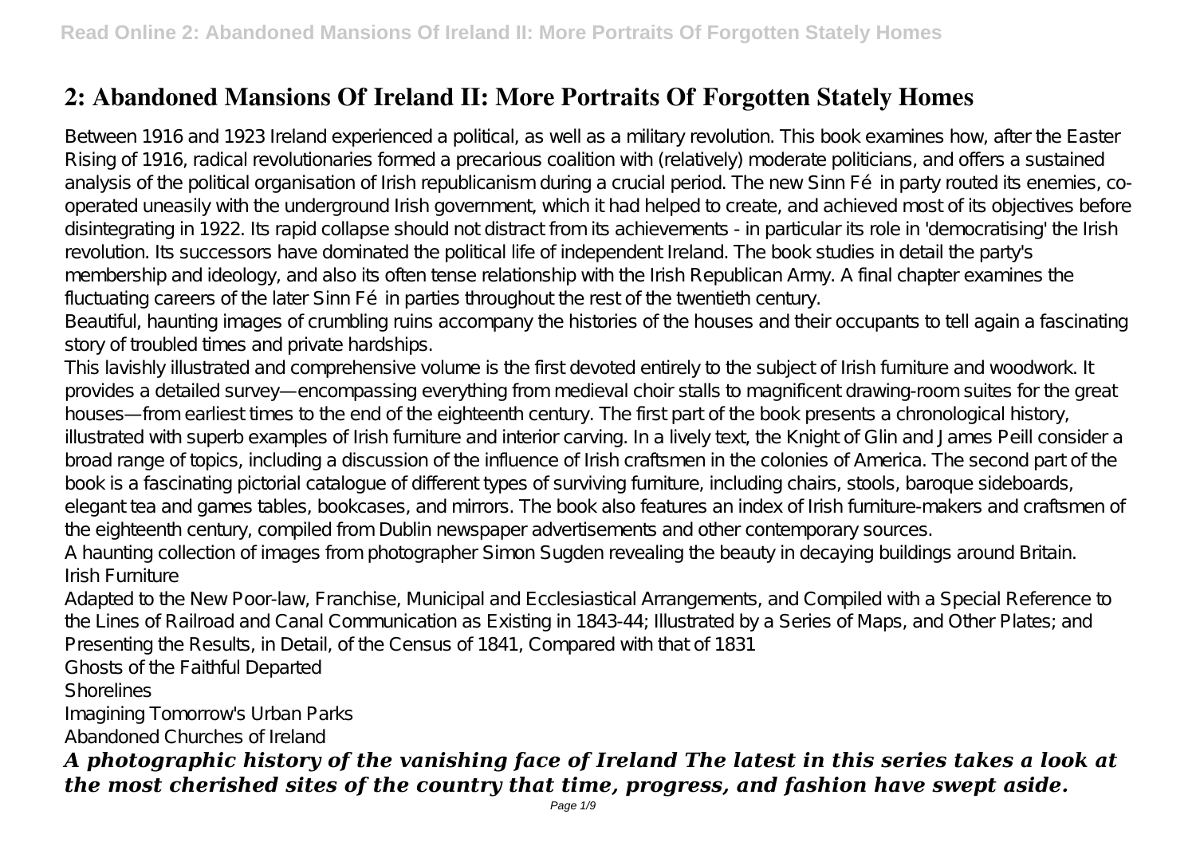# 2: Abandoned Mansions Of Ireland II: More Portraits Of Forgotten Stately Homes

Between 1916 and 1923 Ireland experienced a political, as well as a military revolution. This book examines how, after the Easter Rising of 1916, radical revolutionaries formed a precarious coalition with (relatively) moderate politicians, and offers a sustained analysis of the political organisation of Irish republicanism during a crucial period. The new Sinn Féin party routed its enemies, co-operated uneasily with the underground Irish government, which it had helped to create, and achieved most of its objectives before disintegrating in 1922. Its rapid collapse should not distract from its achievements - in particular its role in 'democratising' the Irish revolution. Its successors have dominated the political life of independent Ireland. The book studies in detail the party's membership and ideology, and also its often tense relationship with the Irish Republican Army. A final chapter examines the fluctuating careers of the later Sinn Féin parties throughout the rest of the twentieth century.

Beautiful, haunting images of crumbling ruins accompany the histories of the houses and their occupants to tell again a fascinating story of troubled times and private hardships.

This lavishly illustrated and comprehensive volume is the first devoted entirely to the subject of Irish furniture and woodwork. It provides a detailed survey—encompassing everything from medieval choir stalls to magnificent drawing-room suites for the great houses—from earliest times to the end of the eighteenth century. The first part of the book presents a chronological history, illustrated with superb examples of Irish furniture and interior carving. In a lively text, the Knight of Glin and James Peill consider a broad range of topics, including a discussion of the influence of Irish craftsmen in the colonies of America. The second part of the book is a fascinating pictorial catalogue of different types of surviving furniture, including chairs, stools, baroque sideboards, elegant tea and games tables, bookcases, and mirrors. The book also features an index of Irish furniture-makers and craftsmen of the eighteenth century, compiled from Dublin newspaper advertisements and other contemporary sources.

A haunting collection of images from photographer Simon Sugden revealing the beauty in decaying buildings around Britain.

Irish Furniture

Adapted to the New Poor-law, Franchise, Municipal and Ecclesiastical Arrangements, and Compiled with a Special Reference to the Lines of Railroad and Canal Communication as Existing in 1843-44; Illustrated by a Series of Maps, and Other Plates; and Presenting the Results, in Detail, of the Census of 1841, Compared with that of 1831

Ghosts of the Faithful Departed

Shorelines

Imagining Tomorrow's Urban Parks

Abandoned Churches of Ireland

***A photographic history of the vanishing face of Ireland The latest in this series takes a look at the most cherished sites of the country that time, progress, and fashion have swept aside.***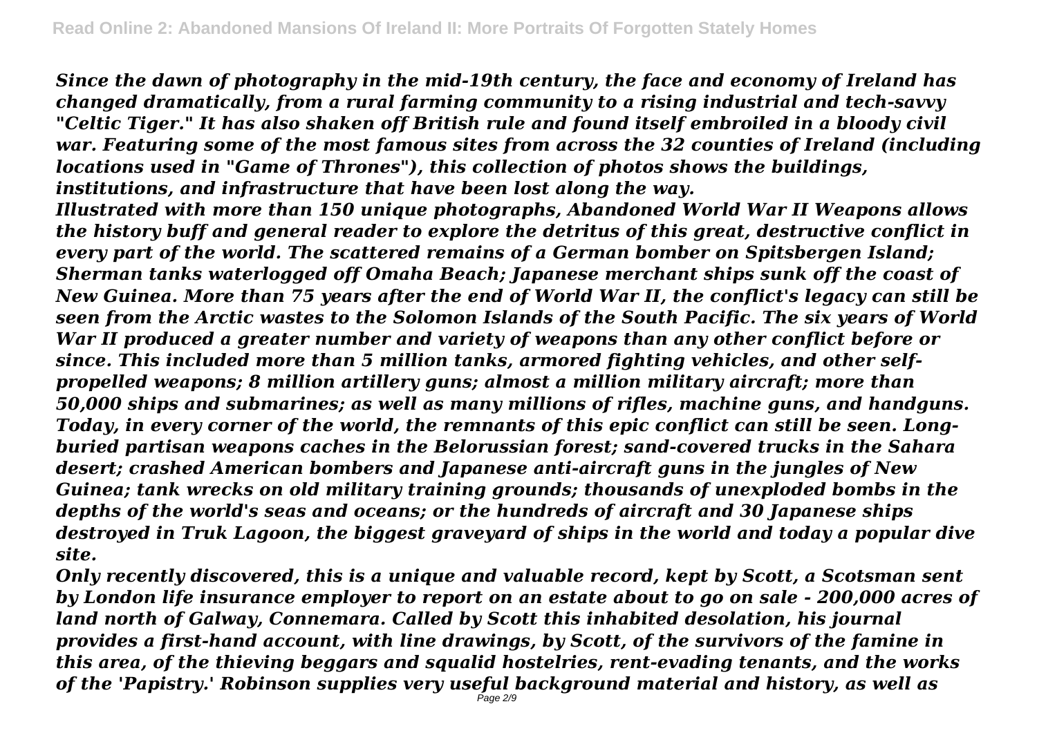*Since the dawn of photography in the mid-19th century, the face and economy of Ireland has changed dramatically, from a rural farming community to a rising industrial and tech-savvy "Celtic Tiger." It has also shaken off British rule and found itself embroiled in a bloody civil war. Featuring some of the most famous sites from across the 32 counties of Ireland (including locations used in "Game of Thrones"), this collection of photos shows the buildings, institutions, and infrastructure that have been lost along the way.*

*Illustrated with more than 150 unique photographs, Abandoned World War II Weapons allows the history buff and general reader to explore the detritus of this great, destructive conflict in every part of the world. The scattered remains of a German bomber on Spitsbergen Island; Sherman tanks waterlogged off Omaha Beach; Japanese merchant ships sunk off the coast of New Guinea. More than 75 years after the end of World War II, the conflict's legacy can still be seen from the Arctic wastes to the Solomon Islands of the South Pacific. The six years of World War II produced a greater number and variety of weapons than any other conflict before or since. This included more than 5 million tanks, armored fighting vehicles, and other self-propelled weapons; 8 million artillery guns; almost a million military aircraft; more than 50,000 ships and submarines; as well as many millions of rifles, machine guns, and handguns. Today, in every corner of the world, the remnants of this epic conflict can still be seen. Long-buried partisan weapons caches in the Belorussian forest; sand-covered trucks in the Sahara desert; crashed American bombers and Japanese anti-aircraft guns in the jungles of New Guinea; tank wrecks on old military training grounds; thousands of unexploded bombs in the depths of the world's seas and oceans; or the hundreds of aircraft and 30 Japanese ships destroyed in Truk Lagoon, the biggest graveyard of ships in the world and today a popular dive site.*

*Only recently discovered, this is a unique and valuable record, kept by Scott, a Scotsman sent by London life insurance employer to report on an estate about to go on sale - 200,000 acres of land north of Galway, Connemara. Called by Scott this inhabited desolation, his journal provides a first-hand account, with line drawings, by Scott, of the survivors of the famine in this area, of the thieving beggars and squalid hostelries, rent-evading tenants, and the works of the 'Papistry.' Robinson supplies very useful background material and history, as well as*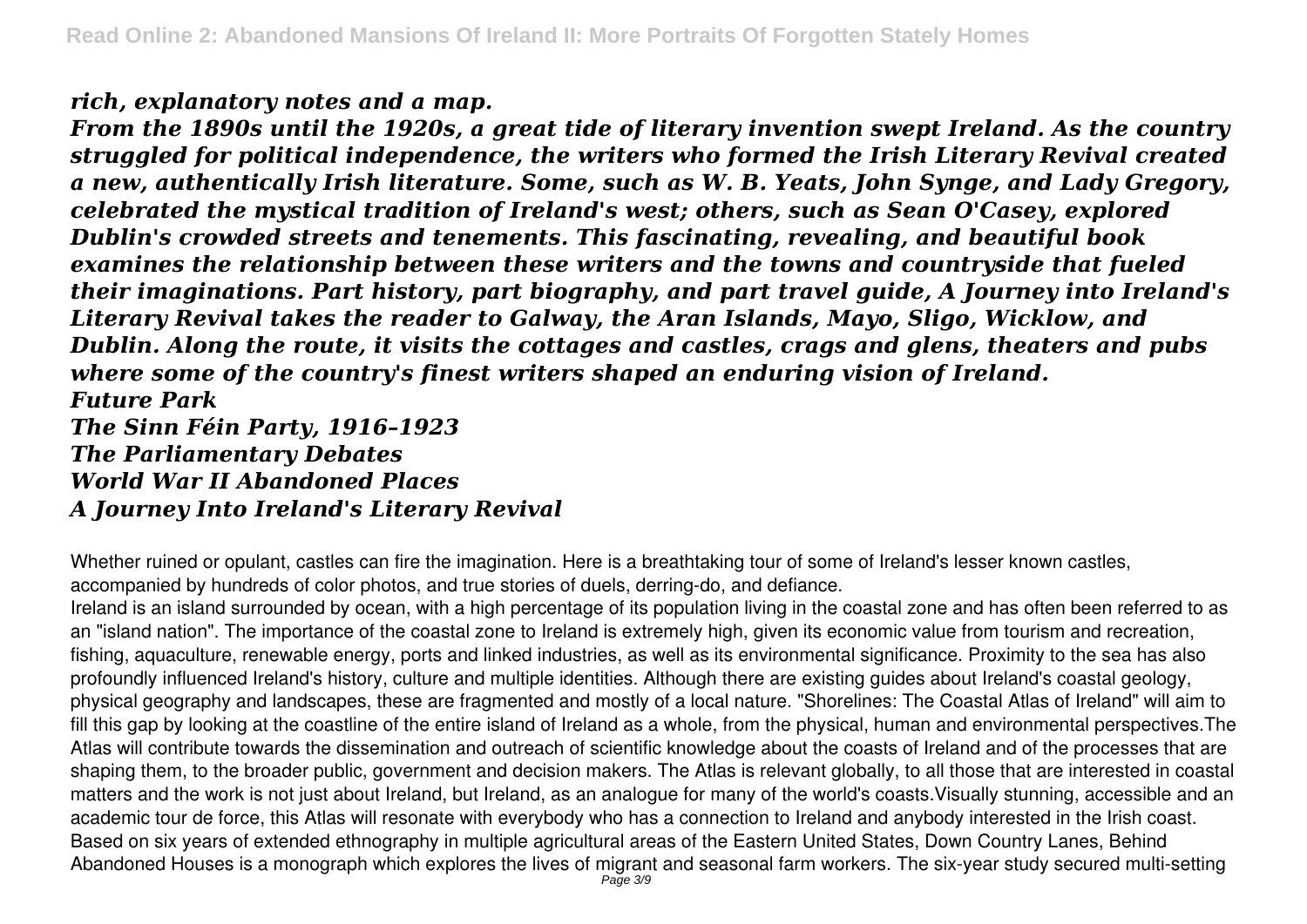*rich, explanatory notes and a map.*

***From the 1890s until the 1920s, a great tide of literary invention swept Ireland. As the country struggled for political independence, the writers who formed the Irish Literary Revival created a new, authentically Irish literature. Some, such as W. B. Yeats, John Synge, and Lady Gregory, celebrated the mystical tradition of Ireland's west; others, such as Sean O'Casey, explored Dublin's crowded streets and tenements. This fascinating, revealing, and beautiful book examines the relationship between these writers and the towns and countryside that fueled their imaginations. Part history, part biography, and part travel guide, A Journey into Ireland's Literary Revival takes the reader to Galway, the Aran Islands, Mayo, Sligo, Wicklow, and Dublin. Along the route, it visits the cottages and castles, crags and glens, theaters and pubs where some of the country's finest writers shaped an enduring vision of Ireland.***

***Future Park***

***The Sinn Féin Party, 1916–1923***

***The Parliamentary Debates***

***World War II Abandoned Places***

***A Journey Into Ireland's Literary Revival***

Whether ruined or opulent, castles can fire the imagination. Here is a breathtaking tour of some of Ireland's lesser known castles, accompanied by hundreds of color photos, and true stories of duels, derring-do, and defiance.

Ireland is an island surrounded by ocean, with a high percentage of its population living in the coastal zone and has often been referred to as an "island nation". The importance of the coastal zone to Ireland is extremely high, given its economic value from tourism and recreation, fishing, aquaculture, renewable energy, ports and linked industries, as well as its environmental significance. Proximity to the sea has also profoundly influenced Ireland's history, culture and multiple identities. Although there are existing guides about Ireland's coastal geology, physical geography and landscapes, these are fragmented and mostly of a local nature. "Shorelines: The Coastal Atlas of Ireland" will aim to fill this gap by looking at the coastline of the entire island of Ireland as a whole, from the physical, human and environmental perspectives.The Atlas will contribute towards the dissemination and outreach of scientific knowledge about the coasts of Ireland and of the processes that are shaping them, to the broader public, government and decision makers. The Atlas is relevant globally, to all those that are interested in coastal matters and the work is not just about Ireland, but Ireland, as an analogue for many of the world's coasts.Visually stunning, accessible and an academic tour de force, this Atlas will resonate with everybody who has a connection to Ireland and anybody interested in the Irish coast.

Based on six years of extended ethnography in multiple agricultural areas of the Eastern United States, Down Country Lanes, Behind Abandoned Houses is a monograph which explores the lives of migrant and seasonal farm workers. The six-year study secured multi-setting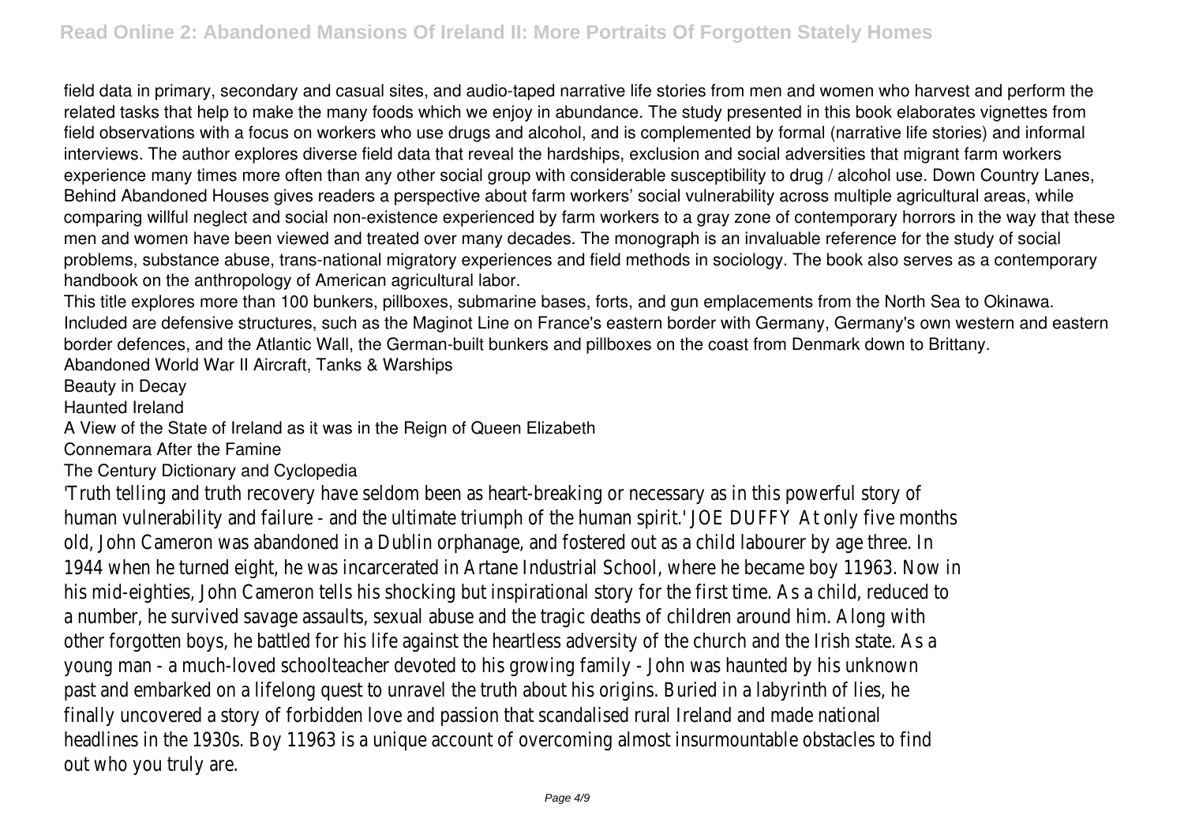field data in primary, secondary and casual sites, and audio-taped narrative life stories from men and women who harvest and perform the related tasks that help to make the many foods which we enjoy in abundance. The study presented in this book elaborates vignettes from field observations with a focus on workers who use drugs and alcohol, and is complemented by formal (narrative life stories) and informal interviews. The author explores diverse field data that reveal the hardships, exclusion and social adversities that migrant farm workers experience many times more often than any other social group with considerable susceptibility to drug / alcohol use. Down Country Lanes, Behind Abandoned Houses gives readers a perspective about farm workers' social vulnerability across multiple agricultural areas, while comparing willful neglect and social non-existence experienced by farm workers to a gray zone of contemporary horrors in the way that these men and women have been viewed and treated over many decades. The monograph is an invaluable reference for the study of social problems, substance abuse, trans-national migratory experiences and field methods in sociology. The book also serves as a contemporary handbook on the anthropology of American agricultural labor.

This title explores more than 100 bunkers, pillboxes, submarine bases, forts, and gun emplacements from the North Sea to Okinawa. Included are defensive structures, such as the Maginot Line on France's eastern border with Germany, Germany's own western and eastern border defences, and the Atlantic Wall, the German-built bunkers and pillboxes on the coast from Denmark down to Brittany.

Abandoned World War II Aircraft, Tanks & Warships

Beauty in Decay

Haunted Ireland

A View of the State of Ireland as it was in the Reign of Queen Elizabeth

Connemara After the Famine

The Century Dictionary and Cyclopedia

'Truth telling and truth recovery have seldom been as heart-breaking or necessary as in this powerful story of human vulnerability and failure - and the ultimate triumph of the human spirit.' JOE DUFFY At only five months old, John Cameron was abandoned in a Dublin orphanage, and fostered out as a child labourer by age three. In 1944 when he turned eight, he was incarcerated in Artane Industrial School, where he became boy 11963. Now in his mid-eighties, John Cameron tells his shocking but inspirational story for the first time. As a child, reduced to a number, he survived savage assaults, sexual abuse and the tragic deaths of children around him. Along with other forgotten boys, he battled for his life against the heartless adversity of the church and the Irish state. As a young man - a much-loved schoolteacher devoted to his growing family - John was haunted by his unknown past and embarked on a lifelong quest to unravel the truth about his origins. Buried in a labyrinth of lies, he finally uncovered a story of forbidden love and passion that scandalised rural Ireland and made national headlines in the 1930s. Boy 11963 is a unique account of overcoming almost insurmountable obstacles to find out who you truly are.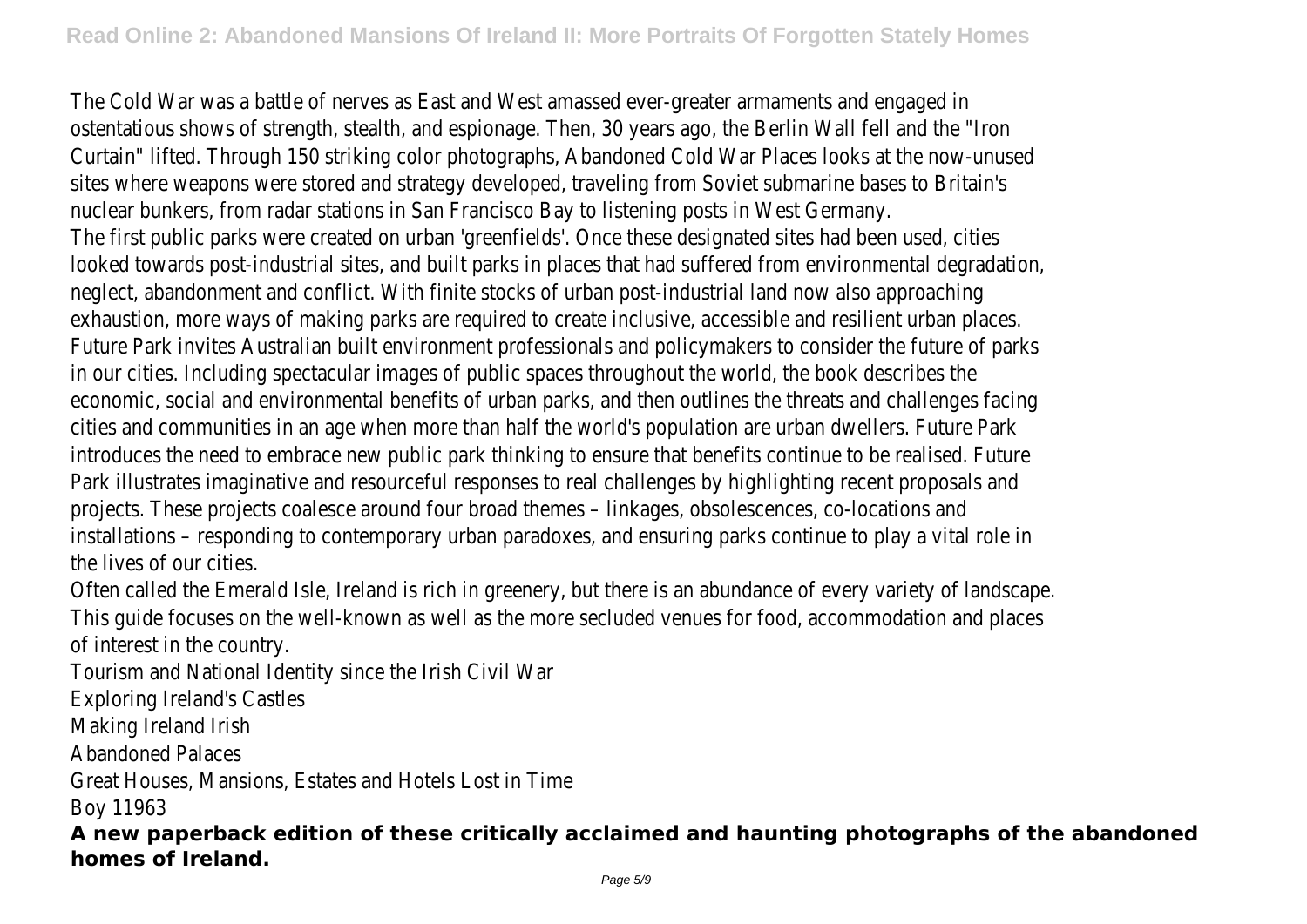The Cold War was a battle of nerves as East and West amassed ever-greater armaments and engaged in ostentatious shows of strength, stealth, and espionage. Then, 30 years ago, the Berlin Wall fell and the "Iron Curtain" lifted. Through 150 striking color photographs, Abandoned Cold War Places looks at the now-unused sites where weapons were stored and strategy developed, traveling from Soviet submarine bases to Britain's nuclear bunkers, from radar stations in San Francisco Bay to listening posts in West Germany.

The first public parks were created on urban 'greenfields'. Once these designated sites had been used, cities looked towards post-industrial sites, and built parks in places that had suffered from environmental degradation, neglect, abandonment and conflict. With finite stocks of urban post-industrial land now also approaching exhaustion, more ways of making parks are required to create inclusive, accessible and resilient urban places. Future Park invites Australian built environment professionals and policymakers to consider the future of parks in our cities. Including spectacular images of public spaces throughout the world, the book describes the economic, social and environmental benefits of urban parks, and then outlines the threats and challenges facing cities and communities in an age when more than half the world's population are urban dwellers. Future Park introduces the need to embrace new public park thinking to ensure that benefits continue to be realised. Future Park illustrates imaginative and resourceful responses to real challenges by highlighting recent proposals and projects. These projects coalesce around four broad themes – linkages, obsolescences, co-locations and installations – responding to contemporary urban paradoxes, and ensuring parks continue to play a vital role in the lives of our cities.

Often called the Emerald Isle, Ireland is rich in greenery, but there is an abundance of every variety of landscape. This guide focuses on the well-known as well as the more secluded venues for food, accommodation and places of interest in the country.

Tourism and National Identity since the Irish Civil War

Exploring Ireland's Castles

Making Ireland Irish

Abandoned Palaces

Great Houses, Mansions, Estates and Hotels Lost in Time

Boy 11963

**A new paperback edition of these critically acclaimed and haunting photographs of the abandoned homes of Ireland.**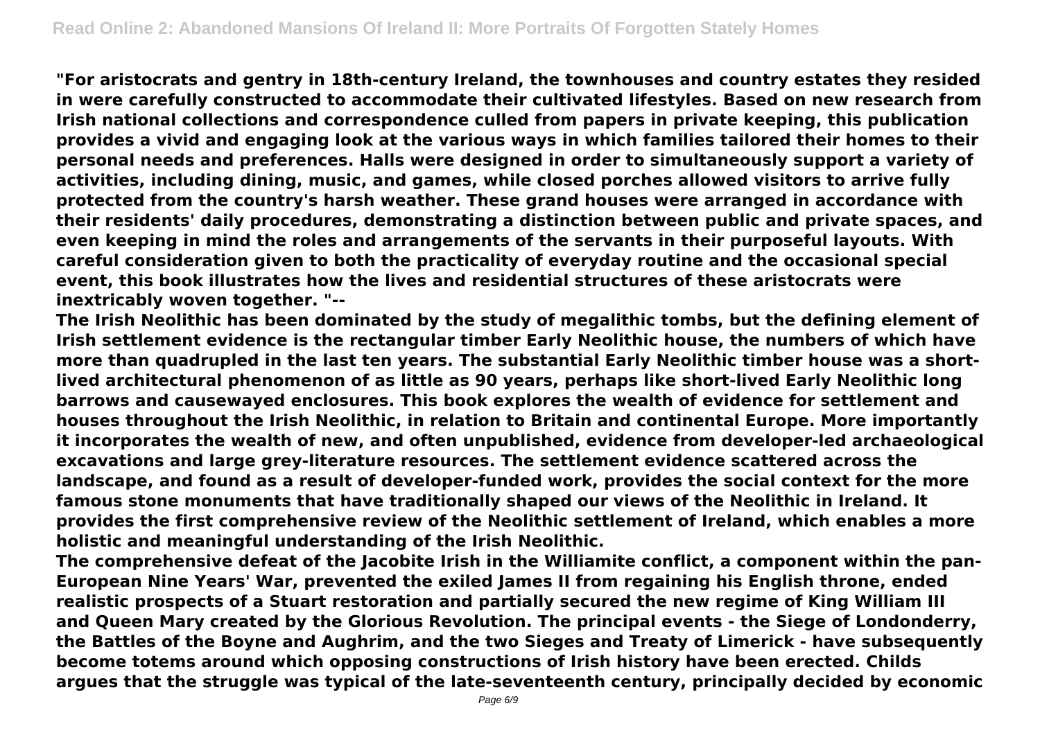**"For aristocrats and gentry in 18th-century Ireland, the townhouses and country estates they resided in were carefully constructed to accommodate their cultivated lifestyles. Based on new research from Irish national collections and correspondence culled from papers in private keeping, this publication provides a vivid and engaging look at the various ways in which families tailored their homes to their personal needs and preferences. Halls were designed in order to simultaneously support a variety of activities, including dining, music, and games, while closed porches allowed visitors to arrive fully protected from the country's harsh weather. These grand houses were arranged in accordance with their residents' daily procedures, demonstrating a distinction between public and private spaces, and even keeping in mind the roles and arrangements of the servants in their purposeful layouts. With careful consideration given to both the practicality of everyday routine and the occasional special event, this book illustrates how the lives and residential structures of these aristocrats were inextricably woven together. "--**

**The Irish Neolithic has been dominated by the study of megalithic tombs, but the defining element of Irish settlement evidence is the rectangular timber Early Neolithic house, the numbers of which have more than quadrupled in the last ten years. The substantial Early Neolithic timber house was a short-lived architectural phenomenon of as little as 90 years, perhaps like short-lived Early Neolithic long barrows and causewayed enclosures. This book explores the wealth of evidence for settlement and houses throughout the Irish Neolithic, in relation to Britain and continental Europe. More importantly it incorporates the wealth of new, and often unpublished, evidence from developer-led archaeological excavations and large grey-literature resources. The settlement evidence scattered across the landscape, and found as a result of developer-funded work, provides the social context for the more famous stone monuments that have traditionally shaped our views of the Neolithic in Ireland. It provides the first comprehensive review of the Neolithic settlement of Ireland, which enables a more holistic and meaningful understanding of the Irish Neolithic.**

**The comprehensive defeat of the Jacobite Irish in the Williamite conflict, a component within the pan-European Nine Years' War, prevented the exiled James II from regaining his English throne, ended realistic prospects of a Stuart restoration and partially secured the new regime of King William III and Queen Mary created by the Glorious Revolution. The principal events - the Siege of Londonderry, the Battles of the Boyne and Aughrim, and the two Sieges and Treaty of Limerick - have subsequently become totems around which opposing constructions of Irish history have been erected. Childs argues that the struggle was typical of the late-seventeenth century, principally decided by economic**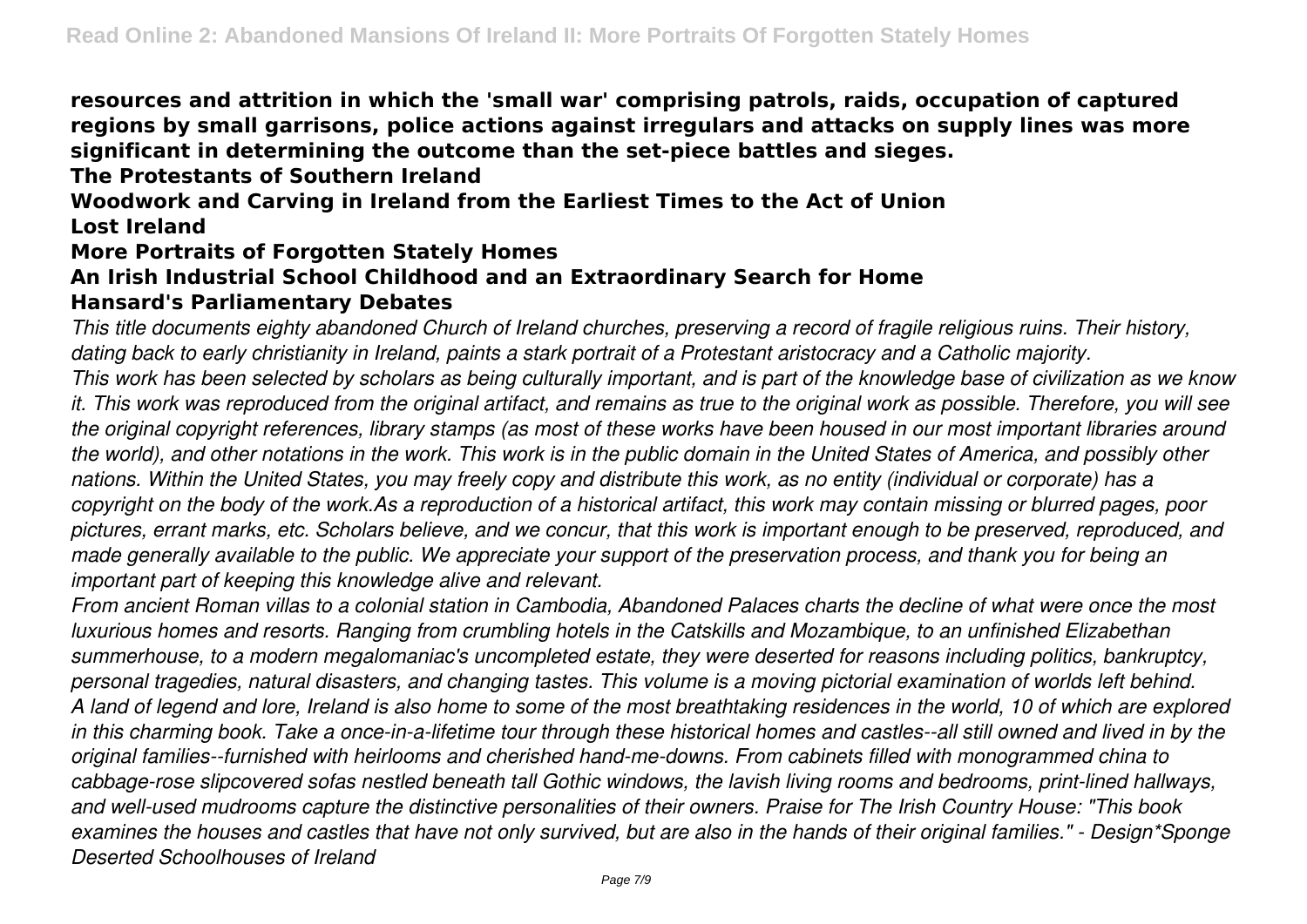**resources and attrition in which the 'small war' comprising patrols, raids, occupation of captured regions by small garrisons, police actions against irregulars and attacks on supply lines was more significant in determining the outcome than the set-piece battles and sieges.**

**The Protestants of Southern Ireland**

**Woodwork and Carving in Ireland from the Earliest Times to the Act of Union**

**Lost Ireland**

**More Portraits of Forgotten Stately Homes**

**An Irish Industrial School Childhood and an Extraordinary Search for Home**

**Hansard's Parliamentary Debates**

*This title documents eighty abandoned Church of Ireland churches, preserving a record of fragile religious ruins. Their history, dating back to early christianity in Ireland, paints a stark portrait of a Protestant aristocracy and a Catholic majority.*

*This work has been selected by scholars as being culturally important, and is part of the knowledge base of civilization as we know it. This work was reproduced from the original artifact, and remains as true to the original work as possible. Therefore, you will see the original copyright references, library stamps (as most of these works have been housed in our most important libraries around the world), and other notations in the work. This work is in the public domain in the United States of America, and possibly other nations. Within the United States, you may freely copy and distribute this work, as no entity (individual or corporate) has a copyright on the body of the work.As a reproduction of a historical artifact, this work may contain missing or blurred pages, poor pictures, errant marks, etc. Scholars believe, and we concur, that this work is important enough to be preserved, reproduced, and made generally available to the public. We appreciate your support of the preservation process, and thank you for being an important part of keeping this knowledge alive and relevant.*

*From ancient Roman villas to a colonial station in Cambodia, Abandoned Palaces charts the decline of what were once the most luxurious homes and resorts. Ranging from crumbling hotels in the Catskills and Mozambique, to an unfinished Elizabethan summerhouse, to a modern megalomaniac's uncompleted estate, they were deserted for reasons including politics, bankruptcy, personal tragedies, natural disasters, and changing tastes. This volume is a moving pictorial examination of worlds left behind.*

*A land of legend and lore, Ireland is also home to some of the most breathtaking residences in the world, 10 of which are explored in this charming book. Take a once-in-a-lifetime tour through these historical homes and castles--all still owned and lived in by the original families--furnished with heirlooms and cherished hand-me-downs. From cabinets filled with monogrammed china to cabbage-rose slipcovered sofas nestled beneath tall Gothic windows, the lavish living rooms and bedrooms, print-lined hallways, and well-used mudrooms capture the distinctive personalities of their owners. Praise for The Irish Country House: "This book examines the houses and castles that have not only survived, but are also in the hands of their original families." - Design*Sponge*

*Deserted Schoolhouses of Ireland*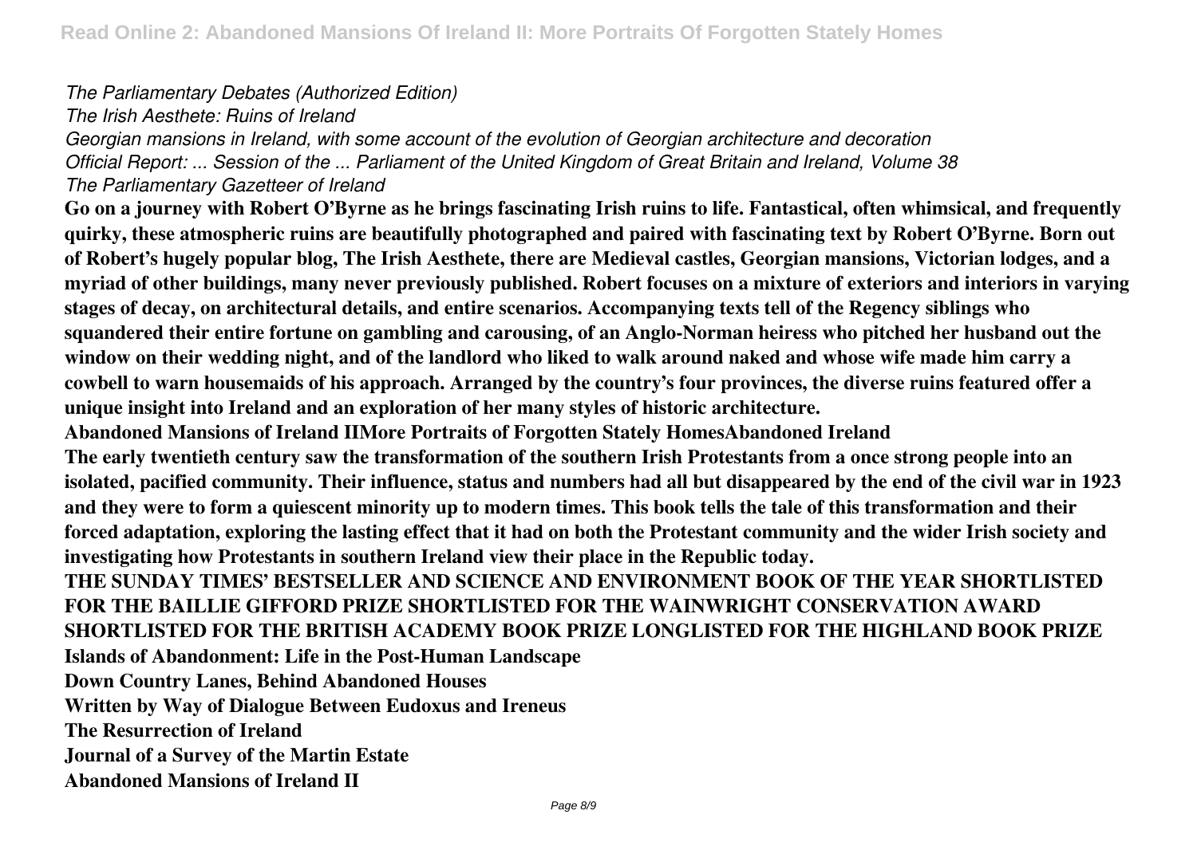*The Parliamentary Debates (Authorized Edition)*
*The Irish Aesthete: Ruins of Ireland*
*Georgian mansions in Ireland, with some account of the evolution of Georgian architecture and decoration*
*Official Report: ... Session of the ... Parliament of the United Kingdom of Great Britain and Ireland, Volume 38*
*The Parliamentary Gazetteer of Ireland*

**Go on a journey with Robert O'Byrne as he brings fascinating Irish ruins to life. Fantastical, often whimsical, and frequently quirky, these atmospheric ruins are beautifully photographed and paired with fascinating text by Robert O'Byrne. Born out of Robert's hugely popular blog, The Irish Aesthete, there are Medieval castles, Georgian mansions, Victorian lodges, and a myriad of other buildings, many never previously published. Robert focuses on a mixture of exteriors and interiors in varying stages of decay, on architectural details, and entire scenarios. Accompanying texts tell of the Regency siblings who squandered their entire fortune on gambling and carousing, of an Anglo-Norman heiress who pitched her husband out the window on their wedding night, and of the landlord who liked to walk around naked and whose wife made him carry a cowbell to warn housemaids of his approach. Arranged by the country's four provinces, the diverse ruins featured offer a unique insight into Ireland and an exploration of her many styles of historic architecture.**

**Abandoned Mansions of Ireland IIMore Portraits of Forgotten Stately HomesAbandoned Ireland**

**The early twentieth century saw the transformation of the southern Irish Protestants from a once strong people into an isolated, pacified community. Their influence, status and numbers had all but disappeared by the end of the civil war in 1923 and they were to form a quiescent minority up to modern times. This book tells the tale of this transformation and their forced adaptation, exploring the lasting effect that it had on both the Protestant community and the wider Irish society and investigating how Protestants in southern Ireland view their place in the Republic today.**

**THE SUNDAY TIMES' BESTSELLER AND SCIENCE AND ENVIRONMENT BOOK OF THE YEAR SHORTLISTED FOR THE BAILLIE GIFFORD PRIZE SHORTLISTED FOR THE WAINWRIGHT CONSERVATION AWARD SHORTLISTED FOR THE BRITISH ACADEMY BOOK PRIZE LONGLISTED FOR THE HIGHLAND BOOK PRIZE**

**Islands of Abandonment: Life in the Post-Human Landscape**
**Down Country Lanes, Behind Abandoned Houses**
**Written by Way of Dialogue Between Eudoxus and Ireneus**
**The Resurrection of Ireland**
**Journal of a Survey of the Martin Estate**
**Abandoned Mansions of Ireland II**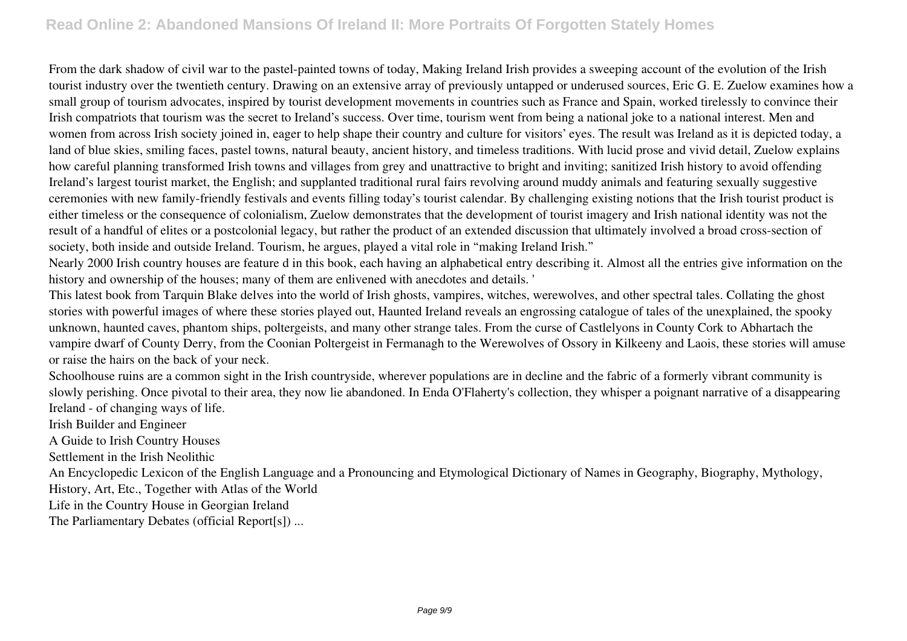From the dark shadow of civil war to the pastel-painted towns of today, Making Ireland Irish provides a sweeping account of the evolution of the Irish tourist industry over the twentieth century. Drawing on an extensive array of previously untapped or underused sources, Eric G. E. Zuelow examines how a small group of tourism advocates, inspired by tourist development movements in countries such as France and Spain, worked tirelessly to convince their Irish compatriots that tourism was the secret to Ireland's success. Over time, tourism went from being a national joke to a national interest. Men and women from across Irish society joined in, eager to help shape their country and culture for visitors' eyes. The result was Ireland as it is depicted today, a land of blue skies, smiling faces, pastel towns, natural beauty, ancient history, and timeless traditions. With lucid prose and vivid detail, Zuelow explains how careful planning transformed Irish towns and villages from grey and unattractive to bright and inviting; sanitized Irish history to avoid offending Ireland's largest tourist market, the English; and supplanted traditional rural fairs revolving around muddy animals and featuring sexually suggestive ceremonies with new family-friendly festivals and events filling today's tourist calendar. By challenging existing notions that the Irish tourist product is either timeless or the consequence of colonialism, Zuelow demonstrates that the development of tourist imagery and Irish national identity was not the result of a handful of elites or a postcolonial legacy, but rather the product of an extended discussion that ultimately involved a broad cross-section of society, both inside and outside Ireland. Tourism, he argues, played a vital role in "making Ireland Irish."

Nearly 2000 Irish country houses are feature d in this book, each having an alphabetical entry describing it. Almost all the entries give information on the history and ownership of the houses; many of them are enlivened with anecdotes and details. '

This latest book from Tarquin Blake delves into the world of Irish ghosts, vampires, witches, werewolves, and other spectral tales. Collating the ghost stories with powerful images of where these stories played out, Haunted Ireland reveals an engrossing catalogue of tales of the unexplained, the spooky unknown, haunted caves, phantom ships, poltergeists, and many other strange tales. From the curse of Castlelyons in County Cork to Abhartach the vampire dwarf of County Derry, from the Coonian Poltergeist in Fermanagh to the Werewolves of Ossory in Kilkeeny and Laois, these stories will amuse or raise the hairs on the back of your neck.

Schoolhouse ruins are a common sight in the Irish countryside, wherever populations are in decline and the fabric of a formerly vibrant community is slowly perishing. Once pivotal to their area, they now lie abandoned. In Enda O'Flaherty's collection, they whisper a poignant narrative of a disappearing Ireland - of changing ways of life.

Irish Builder and Engineer

A Guide to Irish Country Houses

Settlement in the Irish Neolithic

An Encyclopedic Lexicon of the English Language and a Pronouncing and Etymological Dictionary of Names in Geography, Biography, Mythology, History, Art, Etc., Together with Atlas of the World

Life in the Country House in Georgian Ireland

The Parliamentary Debates (official Report[s]) ...